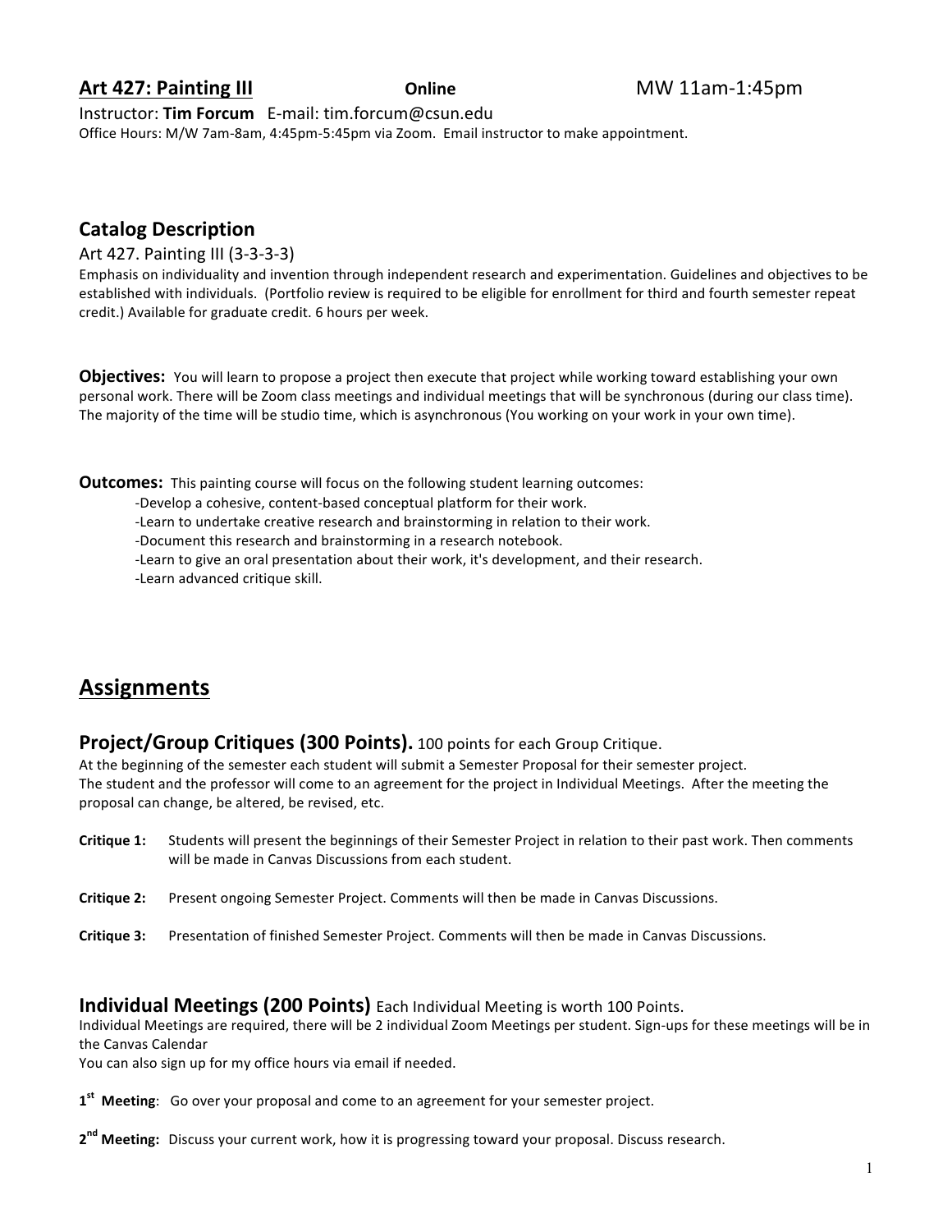## Art 427: Painting III **Online** MW 11am-1:45pm

Instructor: **Tim Forcum** E-mail: tim.forcum@csun.edu

Office Hours: M/W 7am-8am, 4:45pm-5:45pm via Zoom. Email instructor to make appointment.

### Catalog Description

Art 427. Painting III (3-3-3-3)

Emphasis on individuality and invention through independent research and experimentation. Guidelines and objectives to be established with individuals. (Portfolio review is required to be eligible for enrollment for third and fourth semester repeat credit.) Available for graduate credit. 6 hours per week.

**Objectives:** You will learn to propose a project then execute that project while working toward establishing your own personal work. There will be Zoom class meetings and individual meetings that will be synchronous (during our class time). The majority of the time will be studio time, which is asynchronous (You working on your work in your own time).

**Outcomes:** This painting course will focus on the following student learning outcomes:

- -Develop a cohesive, content-based conceptual platform for their work.
- -Learn to undertake creative research and brainstorming in relation to their work.
- -Document this research and brainstorming in a research notebook.
- -Learn to give an oral presentation about their work, it's development, and their research.
- -Learn advanced critique skill.

## Assignments

### Project/Group Critiques (300 Points). 100 points for each Group Critique.

At the beginning of the semester each student will submit a Semester Proposal for their semester project.
The student and the professor will come to an agreement for the project in Individual Meetings. After the meeting the proposal can change, be altered, be revised, etc.

**Critique 1:** Students will present the beginnings of their Semester Project in relation to their past work. Then comments will be made in Canvas Discussions from each student.

**Critique 2:** Present ongoing Semester Project. Comments will then be made in Canvas Discussions.

**Critique 3:** Presentation of finished Semester Project. Comments will then be made in Canvas Discussions.

### Individual Meetings (200 Points) Each Individual Meeting is worth 100 Points.

Individual Meetings are required, there will be 2 individual Zoom Meetings per student. Sign-ups for these meetings will be in the Canvas Calendar

You can also sign up for my office hours via email if needed.

**1st Meeting**: Go over your proposal and come to an agreement for your semester project.

**2nd Meeting:** Discuss your current work, how it is progressing toward your proposal. Discuss research.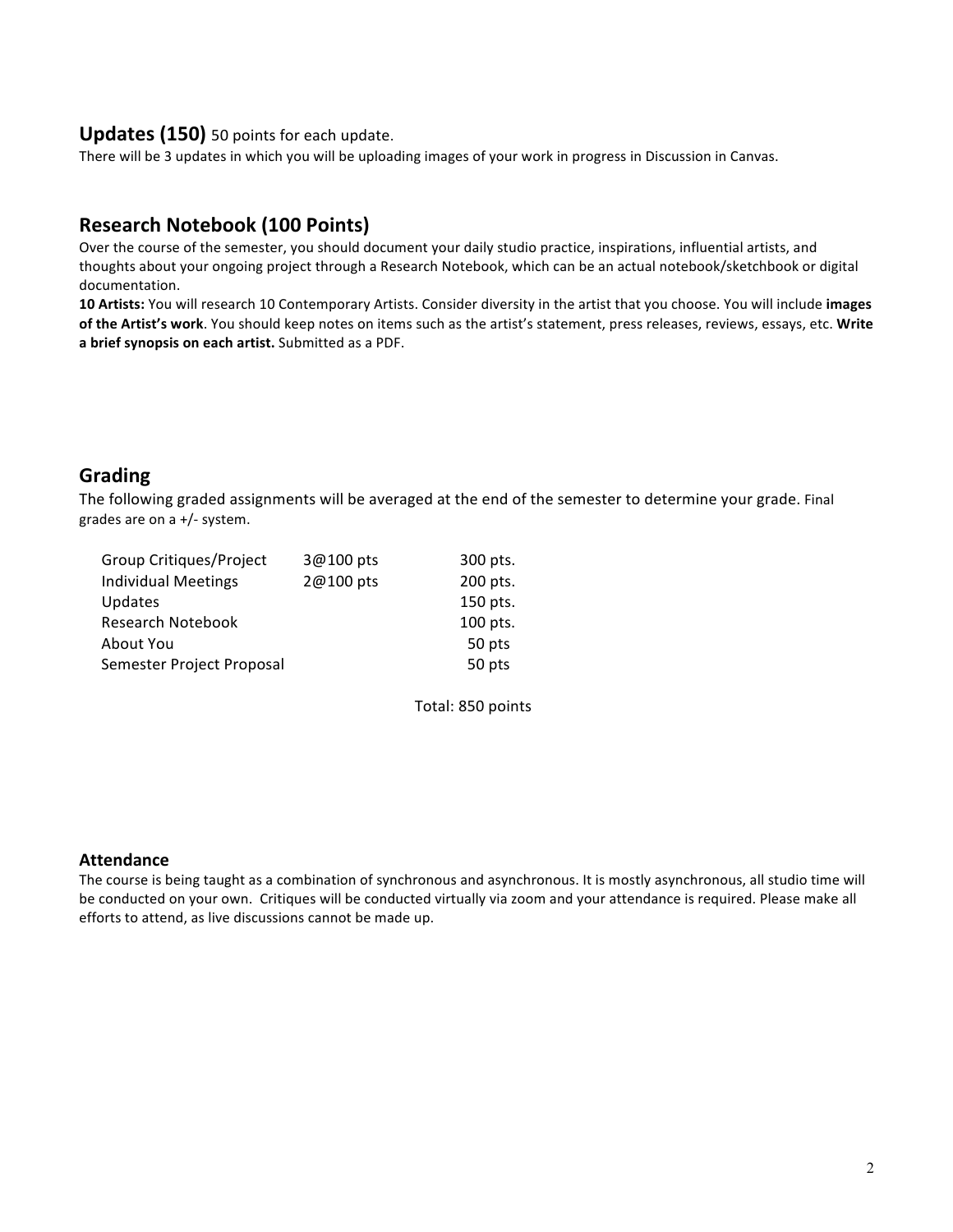## Updates (150) 50 points for each update.

There will be 3 updates in which you will be uploading images of your work in progress in Discussion in Canvas.

## Research Notebook (100 Points)

Over the course of the semester, you should document your daily studio practice, inspirations, influential artists, and thoughts about your ongoing project through a Research Notebook, which can be an actual notebook/sketchbook or digital documentation.

**10 Artists:** You will research 10 Contemporary Artists. Consider diversity in the artist that you choose. You will include **images of the Artist's work**. You should keep notes on items such as the artist's statement, press releases, reviews, essays, etc. **Write a brief synopsis on each artist.** Submitted as a PDF.

## Grading

The following graded assignments will be averaged at the end of the semester to determine your grade. Final grades are on a +/- system.

| | | |
|---|---|---|
| Group Critiques/Project | 3@100 pts | 300 pts. |
| Individual Meetings | 2@100 pts | 200 pts. |
| Updates | | 150 pts. |
| Research Notebook | | 100 pts. |
| About You | | 50 pts |
| Semester Project Proposal | | 50 pts |
| | | Total: 850 points |

### Attendance

The course is being taught as a combination of synchronous and asynchronous. It is mostly asynchronous, all studio time will be conducted on your own. Critiques will be conducted virtually via zoom and your attendance is required. Please make all efforts to attend, as live discussions cannot be made up.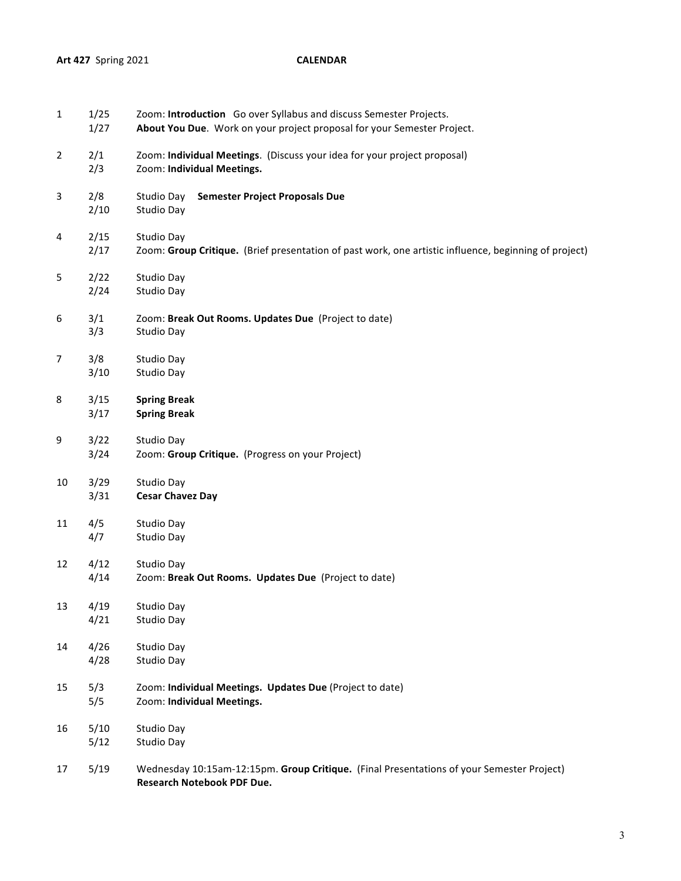**Art 427** Spring 2021 **CALENDAR**

| | | |
|---|---|---|
| 1 | 1/25 | Zoom: **Introduction** Go over Syllabus and discuss Semester Projects. |
| | 1/27 | **About You Due**. Work on your project proposal for your Semester Project. |
| 2 | 2/1 | Zoom: **Individual Meetings**. (Discuss your idea for your project proposal) |
| | 2/3 | Zoom: **Individual Meetings.** |
| 3 | 2/8 | Studio Day **Semester Project Proposals Due** |
| | 2/10 | Studio Day |
| 4 | 2/15 | Studio Day |
| | 2/17 | Zoom: **Group Critique.** (Brief presentation of past work, one artistic influence, beginning of project) |
| 5 | 2/22 | Studio Day |
| | 2/24 | Studio Day |
| 6 | 3/1 | Zoom: **Break Out Rooms. Updates Due** (Project to date) |
| | 3/3 | Studio Day |
| 7 | 3/8 | Studio Day |
| | 3/10 | Studio Day |
| 8 | 3/15 | **Spring Break** |
| | 3/17 | **Spring Break** |
| 9 | 3/22 | Studio Day |
| | 3/24 | Zoom: **Group Critique.** (Progress on your Project) |
| 10 | 3/29 | Studio Day |
| | 3/31 | **Cesar Chavez Day** |
| 11 | 4/5 | Studio Day |
| | 4/7 | Studio Day |
| 12 | 4/12 | Studio Day |
| | 4/14 | Zoom: **Break Out Rooms. Updates Due** (Project to date) |
| 13 | 4/19 | Studio Day |
| | 4/21 | Studio Day |
| 14 | 4/26 | Studio Day |
| | 4/28 | Studio Day |
| 15 | 5/3 | Zoom: **Individual Meetings. Updates Due** (Project to date) |
| | 5/5 | Zoom: **Individual Meetings.** |
| 16 | 5/10 | Studio Day |
| | 5/12 | Studio Day |
| 17 | 5/19 | Wednesday 10:15am-12:15pm. **Group Critique.** (Final Presentations of your Semester Project) **Research Notebook PDF Due.** |